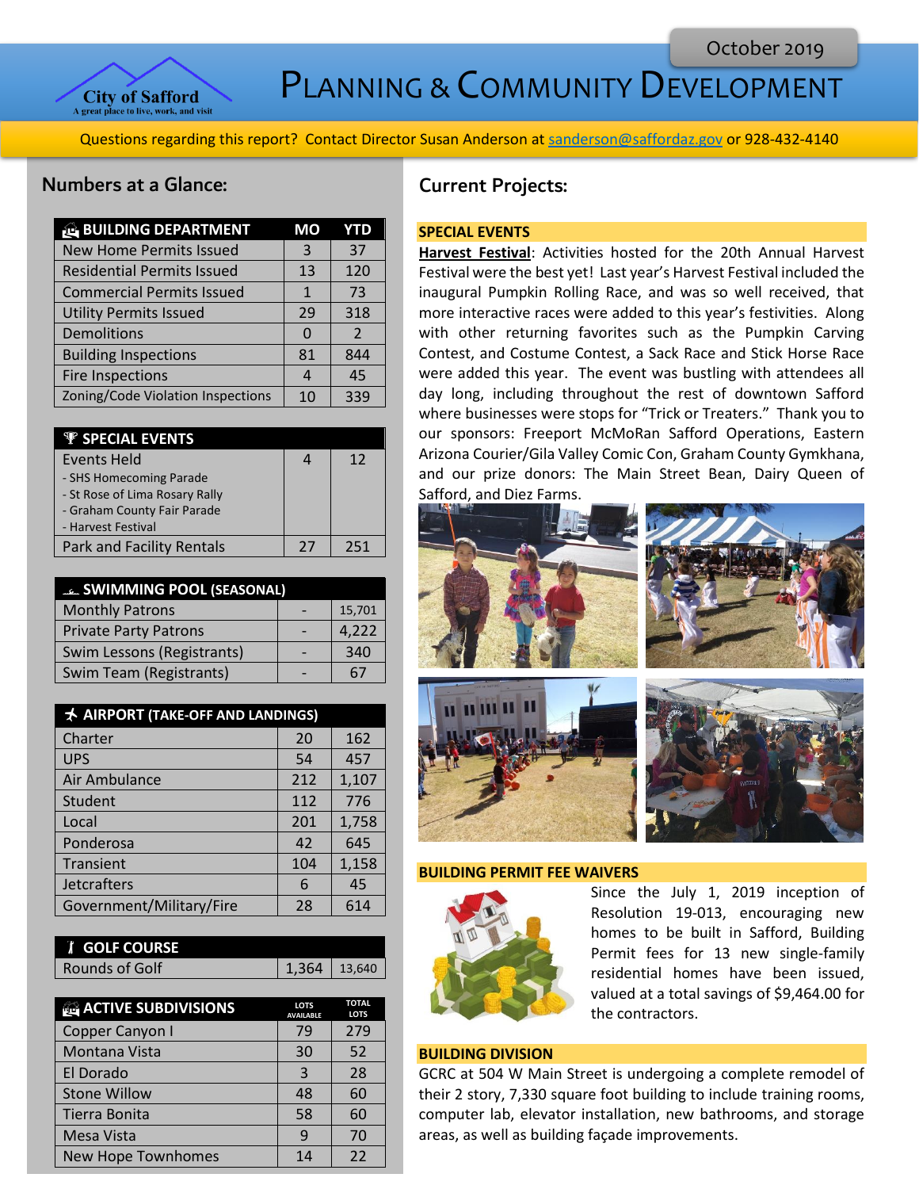# Planning & Community Development

October 2019

City of Safford — A great place to live, work, and visit

Questions regarding this report? Contact Director Susan Anderson at sanderson@saffordaz.gov or 928-432-4140

## Numbers at a Glance:

| BUILDING DEPARTMENT | MO | YTD |
|---|---|---|
| New Home Permits Issued | 3 | 37 |
| Residential Permits Issued | 13 | 120 |
| Commercial Permits Issued | 1 | 73 |
| Utility Permits Issued | 29 | 318 |
| Demolitions | 0 | 2 |
| Building Inspections | 81 | 844 |
| Fire Inspections | 4 | 45 |
| Zoning/Code Violation Inspections | 10 | 339 |

| SPECIAL EVENTS | | |
|---|---|---|
| Events Held<br>- SHS Homecoming Parade<br>- St Rose of Lima Rosary Rally<br>- Graham County Fair Parade<br>- Harvest Festival | 4 | 12 |
| Park and Facility Rentals | 27 | 251 |

| SWIMMING POOL (SEASONAL) | | |
|---|---|---|
| Monthly Patrons | - | 15,701 |
| Private Party Patrons | - | 4,222 |
| Swim Lessons (Registrants) | - | 340 |
| Swim Team (Registrants) | - | 67 |

| AIRPORT (TAKE-OFF AND LANDINGS) | | |
|---|---|---|
| Charter | 20 | 162 |
| UPS | 54 | 457 |
| Air Ambulance | 212 | 1,107 |
| Student | 112 | 776 |
| Local | 201 | 1,758 |
| Ponderosa | 42 | 645 |
| Transient | 104 | 1,158 |
| Jetcrafters | 6 | 45 |
| Government/Military/Fire | 28 | 614 |

| GOLF COURSE | | |
|---|---|---|
| Rounds of Golf | 1,364 | 13,640 |

| ACTIVE SUBDIVISIONS | LOTS AVAILABLE | TOTAL LOTS |
|---|---|---|
| Copper Canyon I | 79 | 279 |
| Montana Vista | 30 | 52 |
| El Dorado | 3 | 28 |
| Stone Willow | 48 | 60 |
| Tierra Bonita | 58 | 60 |
| Mesa Vista | 9 | 70 |
| New Hope Townhomes | 14 | 22 |

## Current Projects:

### SPECIAL EVENTS

**Harvest Festival**: Activities hosted for the 20th Annual Harvest Festival were the best yet! Last year's Harvest Festival included the inaugural Pumpkin Rolling Race, and was so well received, that more interactive races were added to this year's festivities. Along with other returning favorites such as the Pumpkin Carving Contest, and Costume Contest, a Sack Race and Stick Horse Race were added this year. The event was bustling with attendees all day long, including throughout the rest of downtown Safford where businesses were stops for "Trick or Treaters." Thank you to our sponsors: Freeport McMoRan Safford Operations, Eastern Arizona Courier/Gila Valley Comic Con, Graham County Gymkhana, and our prize donors: The Main Street Bean, Dairy Queen of Safford, and Diez Farms.

### BUILDING PERMIT FEE WAIVERS

Since the July 1, 2019 inception of Resolution 19-013, encouraging new homes to be built in Safford, Building Permit fees for 13 new single-family residential homes have been issued, valued at a total savings of $9,464.00 for the contractors.

### BUILDING DIVISION

GCRC at 504 W Main Street is undergoing a complete remodel of their 2 story, 7,330 square foot building to include training rooms, computer lab, elevator installation, new bathrooms, and storage areas, as well as building façade improvements.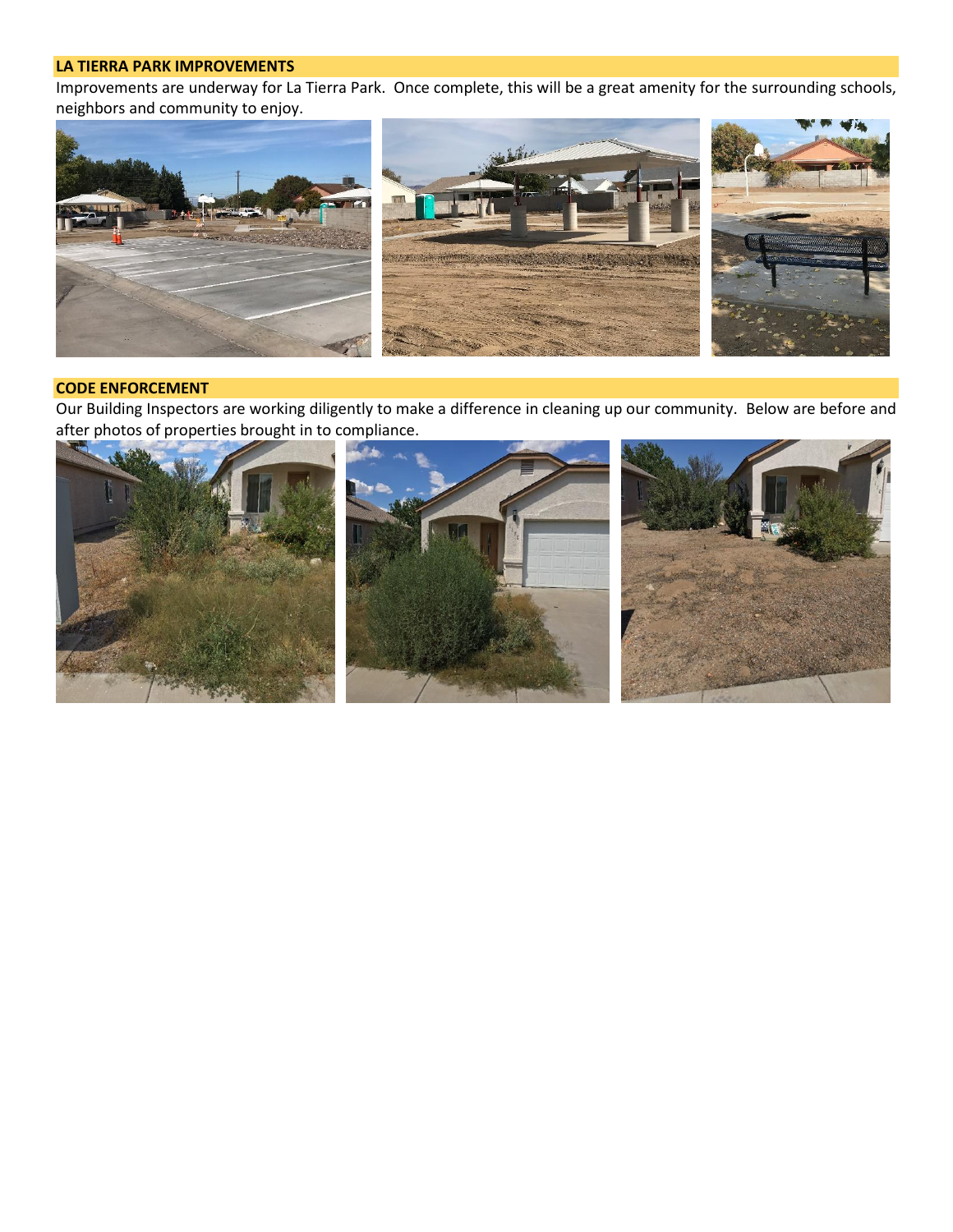## LA TIERRA PARK IMPROVEMENTS

Improvements are underway for La Tierra Park. Once complete, this will be a great amenity for the surrounding schools, neighbors and community to enjoy.

## CODE ENFORCEMENT

Our Building Inspectors are working diligently to make a difference in cleaning up our community. Below are before and after photos of properties brought in to compliance.